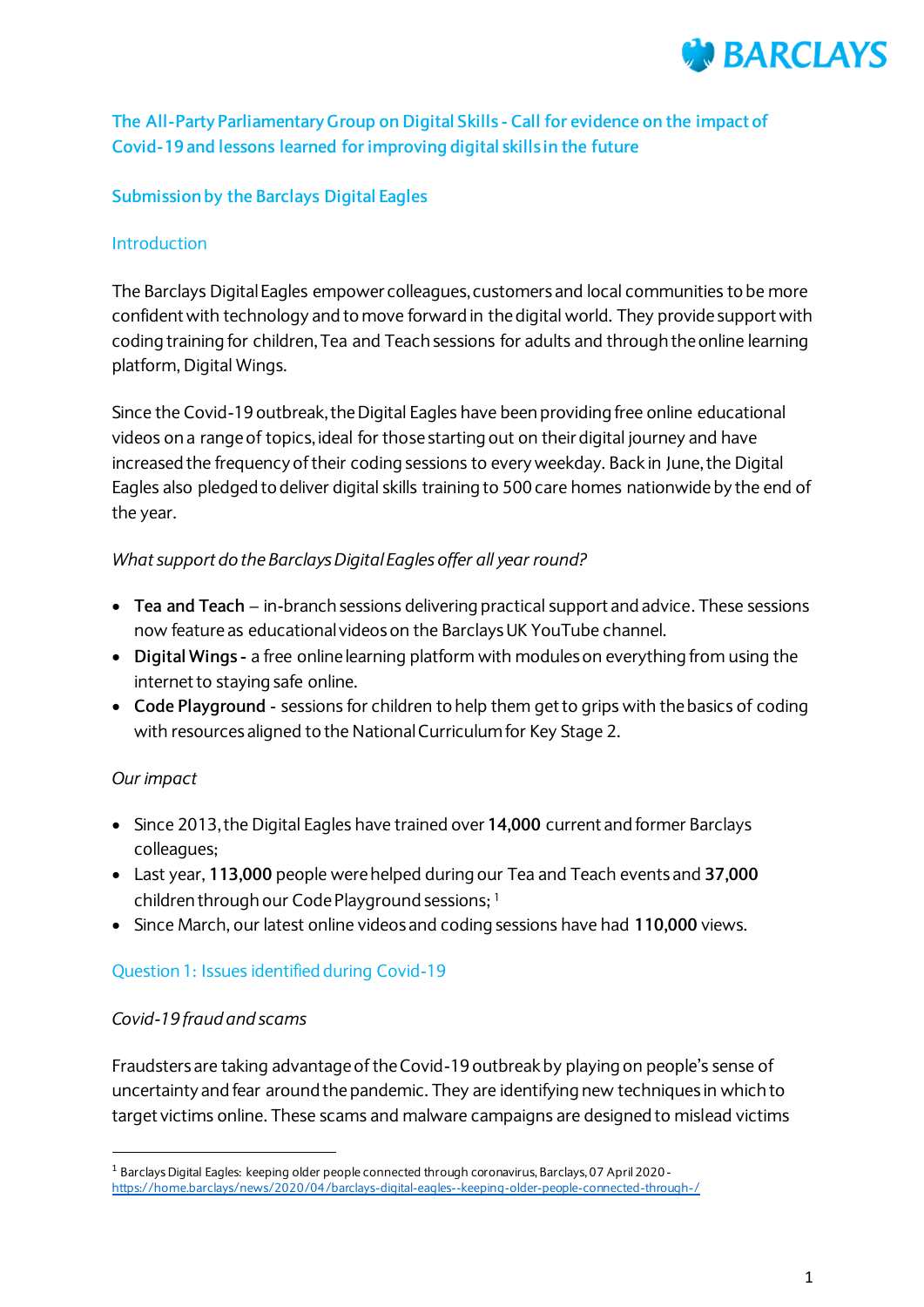## The All-Party Parliamentary Group on Digital Skills - Call for evidence on the impact of Covid-19 and lessons learned for improving digital skills in the future

## Submission by the Barclays Digital Eagles

### Introduction

The Barclays Digital Eagles empower colleagues, customers and local communities to be more confident with technology and to move forward in the digital world. They provide support with coding training for children, Tea and Teach sessions for adults and through the online learning platform, Digital Wings.

Since the Covid-19 outbreak, the Digital Eagles have been providing free online educational videos on a range of topics, ideal for those starting out on their digital journey and have increased the frequency of their coding sessions to every weekday. Back in June, the Digital Eagles also pledged to deliver digital skills training to 500 care homes nationwide by the end of the year.

*What support do the Barclays Digital Eagles offer all year round?*

- **Tea and Teach** – in-branch sessions delivering practical support and advice. These sessions now feature as educational videos on the Barclays UK YouTube channel.
- **Digital Wings** - a free online learning platform with modules on everything from using the internet to staying safe online.
- **Code Playground** - sessions for children to help them get to grips with the basics of coding with resources aligned to the National Curriculum for Key Stage 2.

*Our impact*

- Since 2013, the Digital Eagles have trained over **14,000** current and former Barclays colleagues;
- Last year, **113,000** people were helped during our Tea and Teach events and **37,000** children through our Code Playground sessions; [1]
- Since March, our latest online videos and coding sessions have had **110,000** views.

### Question 1: Issues identified during Covid-19

*Covid-19 fraud and scams*

Fraudsters are taking advantage of the Covid-19 outbreak by playing on people's sense of uncertainty and fear around the pandemic. They are identifying new techniques in which to target victims online. These scams and malware campaigns are designed to mislead victims

---

[1] Barclays Digital Eagles: keeping older people connected through coronavirus, Barclays, 07 April 2020 - https://home.barclays/news/2020/04/barclays-digital-eagles--keeping-older-people-connected-through-/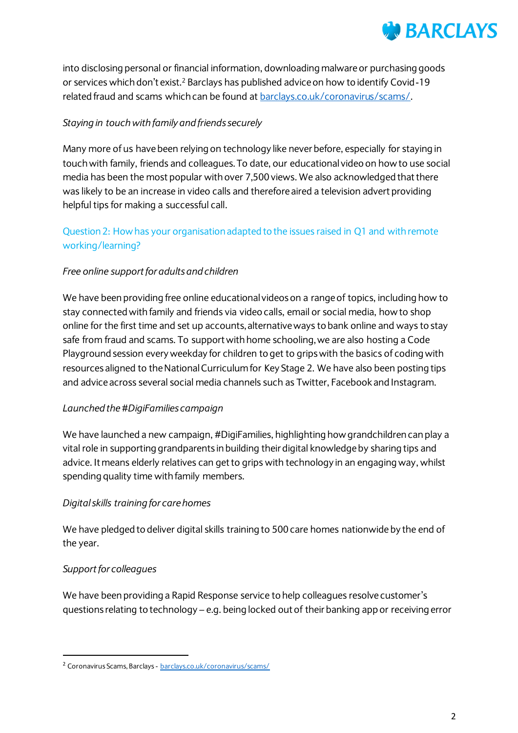into disclosing personal or financial information, downloading malware or purchasing goods or services which don't exist.[2] Barclays has published advice on how to identify Covid-19 related fraud and scams which can be found at [barclays.co.uk/coronavirus/scams/](barclays.co.uk/coronavirus/scams/).

*Staying in touch with family and friends securely*

Many more of us have been relying on technology like never before, especially for staying in touch with family, friends and colleagues. To date, our educational video on how to use social media has been the most popular with over 7,500 views. We also acknowledged that there was likely to be an increase in video calls and therefore aired a television advert providing helpful tips for making a successful call.

## Question 2: How has your organisation adapted to the issues raised in Q1 and with remote working/learning?

*Free online support for adults and children*

We have been providing free online educational videos on a range of topics, including how to stay connected with family and friends via video calls, email or social media, how to shop online for the first time and set up accounts, alternative ways to bank online and ways to stay safe from fraud and scams. To support with home schooling, we are also hosting a Code Playground session every weekday for children to get to grips with the basics of coding with resources aligned to the National Curriculum for Key Stage 2. We have also been posting tips and advice across several social media channels such as Twitter, Facebook and Instagram.

*Launched the #DigiFamilies campaign*

We have launched a new campaign, #DigiFamilies, highlighting how grandchildren can play a vital role in supporting grandparents in building their digital knowledge by sharing tips and advice. It means elderly relatives can get to grips with technology in an engaging way, whilst spending quality time with family members.

*Digital skills training for care homes*

We have pledged to deliver digital skills training to 500 care homes nationwide by the end of the year.

*Support for colleagues*

We have been providing a Rapid Response service to help colleagues resolve customer's questions relating to technology – e.g. being locked out of their banking app or receiving error

---

[2] Coronavirus Scams, Barclays - [barclays.co.uk/coronavirus/scams/](barclays.co.uk/coronavirus/scams/)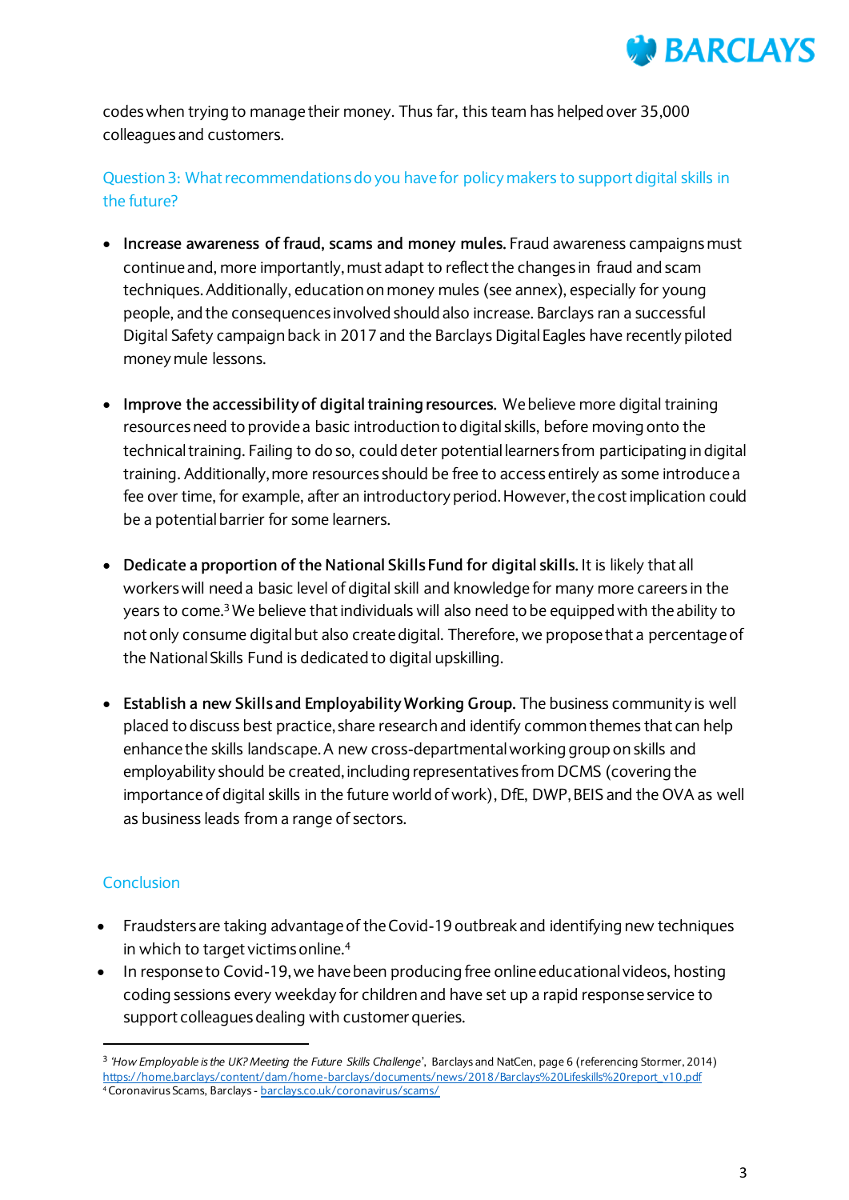codes when trying to manage their money. Thus far, this team has helped over 35,000 colleagues and customers.

## Question 3: What recommendations do you have for policy makers to support digital skills in the future?

- **Increase awareness of fraud, scams and money mules.** Fraud awareness campaigns must continue and, more importantly, must adapt to reflect the changes in fraud and scam techniques. Additionally, education on money mules (see annex), especially for young people, and the consequences involved should also increase. Barclays ran a successful Digital Safety campaign back in 2017 and the Barclays Digital Eagles have recently piloted money mule lessons.

- **Improve the accessibility of digital training resources.** We believe more digital training resources need to provide a basic introduction to digital skills, before moving onto the technical training. Failing to do so, could deter potential learners from participating in digital training. Additionally, more resources should be free to access entirely as some introduce a fee over time, for example, after an introductory period. However, the cost implication could be a potential barrier for some learners.

- **Dedicate a proportion of the National Skills Fund for digital skills.** It is likely that all workers will need a basic level of digital skill and knowledge for many more careers in the years to come.[3] We believe that individuals will also need to be equipped with the ability to not only consume digital but also create digital. Therefore, we propose that a percentage of the National Skills Fund is dedicated to digital upskilling.

- **Establish a new Skills and Employability Working Group.** The business community is well placed to discuss best practice, share research and identify common themes that can help enhance the skills landscape. A new cross-departmental working group on skills and employability should be created, including representatives from DCMS (covering the importance of digital skills in the future world of work), DfE, DWP, BEIS and the OVA as well as business leads from a range of sectors.

## Conclusion

- Fraudsters are taking advantage of the Covid-19 outbreak and identifying new techniques in which to target victims online.[4]
- In response to Covid-19, we have been producing free online educational videos, hosting coding sessions every weekday for children and have set up a rapid response service to support colleagues dealing with customer queries.

---

[3] *'How Employable is the UK? Meeting the Future Skills Challenge'*, Barclays and NatCen, page 6 (referencing Stormer, 2014) https://home.barclays/content/dam/home-barclays/documents/news/2018/Barclays%20Lifeskills%20report_v10.pdf

[4] Coronavirus Scams, Barclays - barclays.co.uk/coronavirus/scams/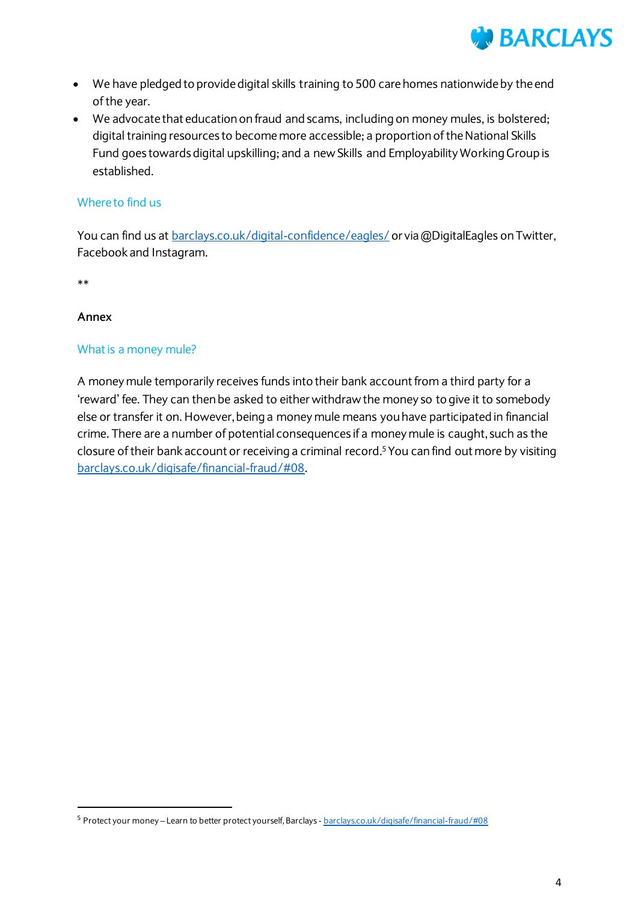- We have pledged to provide digital skills training to 500 care homes nationwide by the end of the year.
- We advocate that education on fraud and scams, including on money mules, is bolstered; digital training resources to become more accessible; a proportion of the National Skills Fund goes towards digital upskilling; and a new Skills and Employability Working Group is established.

### Where to find us

You can find us at [barclays.co.uk/digital-confidence/eagles/](barclays.co.uk/digital-confidence/eagles/) or via @DigitalEagles on Twitter, Facebook and Instagram.

**

**Annex**

### What is a money mule?

A money mule temporarily receives funds into their bank account from a third party for a ‘reward’ fee. They can then be asked to either withdraw the money so to give it to somebody else or transfer it on. However, being a money mule means you have participated in financial crime. There are a number of potential consequences if a money mule is caught, such as the closure of their bank account or receiving a criminal record.[5] You can find out more by visiting [barclays.co.uk/digisafe/financial-fraud/#08](barclays.co.uk/digisafe/financial-fraud/#08).

---

[5] Protect your money – Learn to better protect yourself, Barclays - [barclays.co.uk/digisafe/financial-fraud/#08](barclays.co.uk/digisafe/financial-fraud/#08)